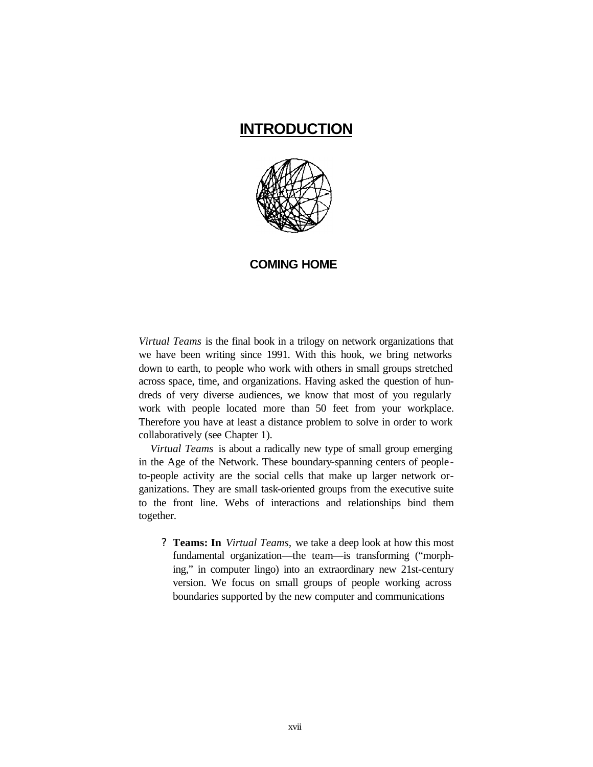# INTRODUCTION

## COMING HOME

*Virtual Teams* is the final book in a trilogy on network organizations that we have been writing since 1991. With this hook, we bring networks down to earth, to people who work with others in small groups stretched across space, time, and organizations. Having asked the question of hundreds of very diverse audiences, we know that most of you regularly work with people located more than 50 feet from your workplace. Therefore you have at least a distance problem to solve in order to work collaboratively (see Chapter 1).

*Virtual Teams* is about a radically new type of small group emerging in the Age of the Network. These boundary-spanning centers of people-to-people activity are the social cells that make up larger network organizations. They are small task-oriented groups from the executive suite to the front line. Webs of interactions and relationships bind them together.

- **Teams: In** *Virtual Teams,* we take a deep look at how this most fundamental organization—the team—is transforming ("morphing," in computer lingo) into an extraordinary new 21st-century version. We focus on small groups of people working across boundaries supported by the new computer and communications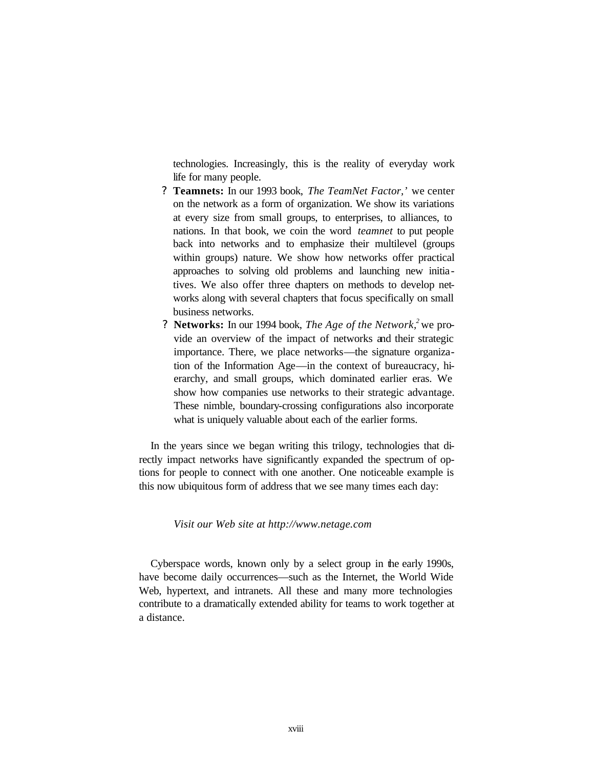technologies. Increasingly, this is the reality of everyday work life for many people.

- **Teamnets:** In our 1993 book, *The TeamNet Factor,*[1] we center on the network as a form of organization. We show its variations at every size from small groups, to enterprises, to alliances, to nations. In that book, we coin the word *teamnet* to put people back into networks and to emphasize their multilevel (groups within groups) nature. We show how networks offer practical approaches to solving old problems and launching new initiatives. We also offer three chapters on methods to develop networks along with several chapters that focus specifically on small business networks.
- **Networks:** In our 1994 book, *The Age of the Network,*[2] we provide an overview of the impact of networks and their strategic importance. There, we place networks—the signature organization of the Information Age—in the context of bureaucracy, hierarchy, and small groups, which dominated earlier eras. We show how companies use networks to their strategic advantage. These nimble, boundary-crossing configurations also incorporate what is uniquely valuable about each of the earlier forms.

In the years since we began writing this trilogy, technologies that directly impact networks have significantly expanded the spectrum of options for people to connect with one another. One noticeable example is this now ubiquitous form of address that we see many times each day:

*Visit our Web site at http://www.netage.com*

Cyberspace words, known only by a select group in the early 1990s, have become daily occurrences—such as the Internet, the World Wide Web, hypertext, and intranets. All these and many more technologies contribute to a dramatically extended ability for teams to work together at a distance.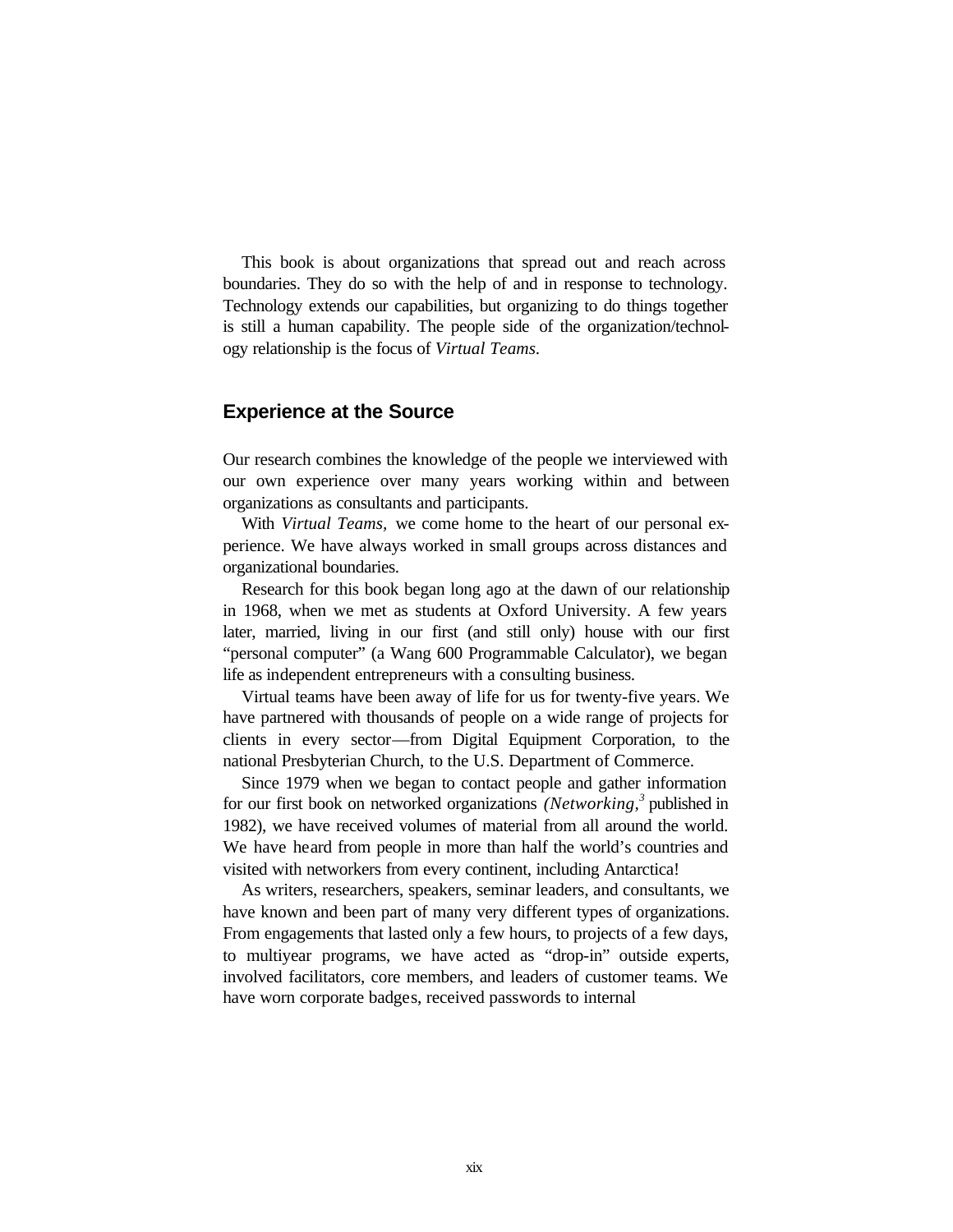This book is about organizations that spread out and reach across boundaries. They do so with the help of and in response to technology. Technology extends our capabilities, but organizing to do things together is still a human capability. The people side of the organization/technology relationship is the focus of *Virtual Teams*.

## Experience at the Source

Our research combines the knowledge of the people we interviewed with our own experience over many years working within and between organizations as consultants and participants.

With *Virtual Teams*, we come home to the heart of our personal experience. We have always worked in small groups across distances and organizational boundaries.

Research for this book began long ago at the dawn of our relationship in 1968, when we met as students at Oxford University. A few years later, married, living in our first (and still only) house with our first "personal computer" (a Wang 600 Programmable Calculator), we began life as independent entrepreneurs with a consulting business.

Virtual teams have been away of life for us for twenty-five years. We have partnered with thousands of people on a wide range of projects for clients in every sector—from Digital Equipment Corporation, to the national Presbyterian Church, to the U.S. Department of Commerce.

Since 1979 when we began to contact people and gather information for our first book on networked organizations *(Networking,*[3] published in 1982), we have received volumes of material from all around the world. We have heard from people in more than half the world's countries and visited with networkers from every continent, including Antarctica!

As writers, researchers, speakers, seminar leaders, and consultants, we have known and been part of many very different types of organizations. From engagements that lasted only a few hours, to projects of a few days, to multiyear programs, we have acted as "drop-in" outside experts, involved facilitators, core members, and leaders of customer teams. We have worn corporate badges, received passwords to internal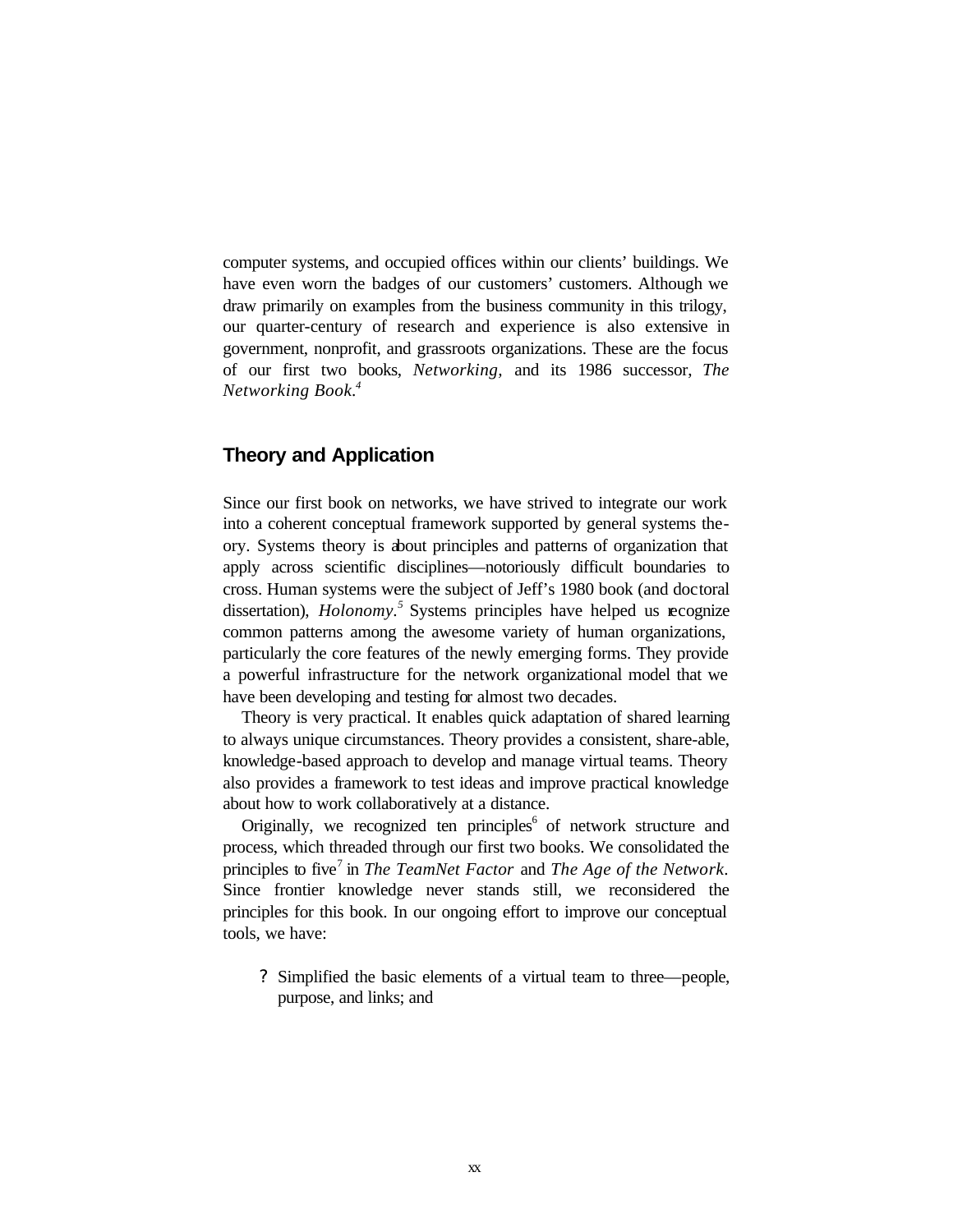computer systems, and occupied offices within our clients' buildings. We have even worn the badges of our customers' customers. Although we draw primarily on examples from the business community in this trilogy, our quarter-century of research and experience is also extensive in government, nonprofit, and grassroots organizations. These are the focus of our first two books, *Networking*, and its 1986 successor, *The Networking Book*.[4]

## Theory and Application

Since our first book on networks, we have strived to integrate our work into a coherent conceptual framework supported by general systems theory. Systems theory is about principles and patterns of organization that apply across scientific disciplines—notoriously difficult boundaries to cross. Human systems were the subject of Jeff's 1980 book (and doctoral dissertation), *Holonomy*.[5] Systems principles have helped us recognize common patterns among the awesome variety of human organizations, particularly the core features of the newly emerging forms. They provide a powerful infrastructure for the network organizational model that we have been developing and testing for almost two decades.

Theory is very practical. It enables quick adaptation of shared learning to always unique circumstances. Theory provides a consistent, share-able, knowledge-based approach to develop and manage virtual teams. Theory also provides a framework to test ideas and improve practical knowledge about how to work collaboratively at a distance.

Originally, we recognized ten principles[6] of network structure and process, which threaded through our first two books. We consolidated the principles to five[7] in *The TeamNet Factor* and *The Age of the Network*. Since frontier knowledge never stands still, we reconsidered the principles for this book. In our ongoing effort to improve our conceptual tools, we have:

- Simplified the basic elements of a virtual team to three—people, purpose, and links; and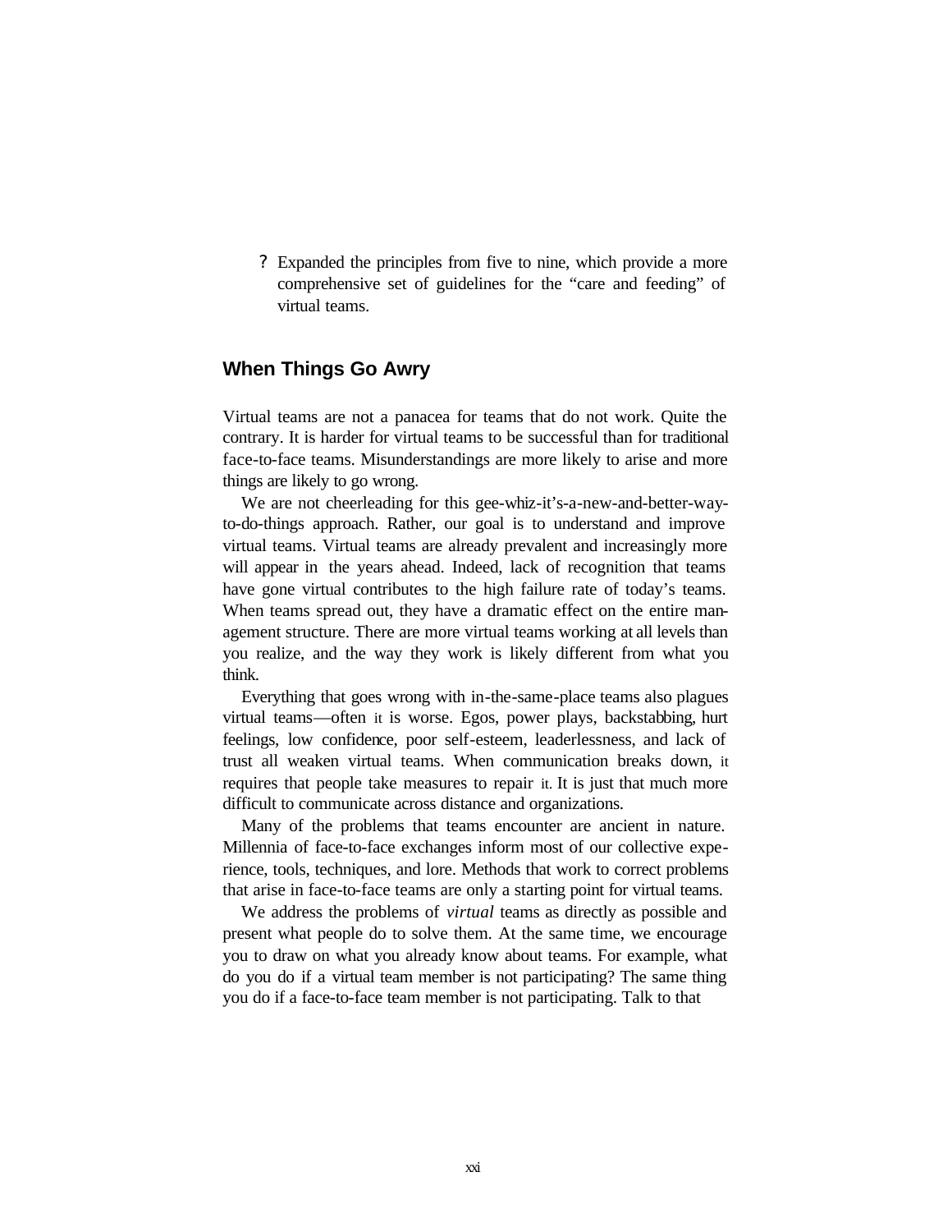? Expanded the principles from five to nine, which provide a more comprehensive set of guidelines for the "care and feeding" of virtual teams.

## When Things Go Awry

Virtual teams are not a panacea for teams that do not work. Quite the contrary. It is harder for virtual teams to be successful than for traditional face-to-face teams. Misunderstandings are more likely to arise and more things are likely to go wrong.

We are not cheerleading for this gee-whiz-it's-a-new-and-better-way-to-do-things approach. Rather, our goal is to understand and improve virtual teams. Virtual teams are already prevalent and increasingly more will appear in the years ahead. Indeed, lack of recognition that teams have gone virtual contributes to the high failure rate of today's teams. When teams spread out, they have a dramatic effect on the entire management structure. There are more virtual teams working at all levels than you realize, and the way they work is likely different from what you think.

Everything that goes wrong with in-the-same-place teams also plagues virtual teams—often it is worse. Egos, power plays, backstabbing, hurt feelings, low confidence, poor self-esteem, leaderlessness, and lack of trust all weaken virtual teams. When communication breaks down, it requires that people take measures to repair it. It is just that much more difficult to communicate across distance and organizations.

Many of the problems that teams encounter are ancient in nature. Millennia of face-to-face exchanges inform most of our collective experience, tools, techniques, and lore. Methods that work to correct problems that arise in face-to-face teams are only a starting point for virtual teams.

We address the problems of *virtual* teams as directly as possible and present what people do to solve them. At the same time, we encourage you to draw on what you already know about teams. For example, what do you do if a virtual team member is not participating? The same thing you do if a face-to-face team member is not participating. Talk to that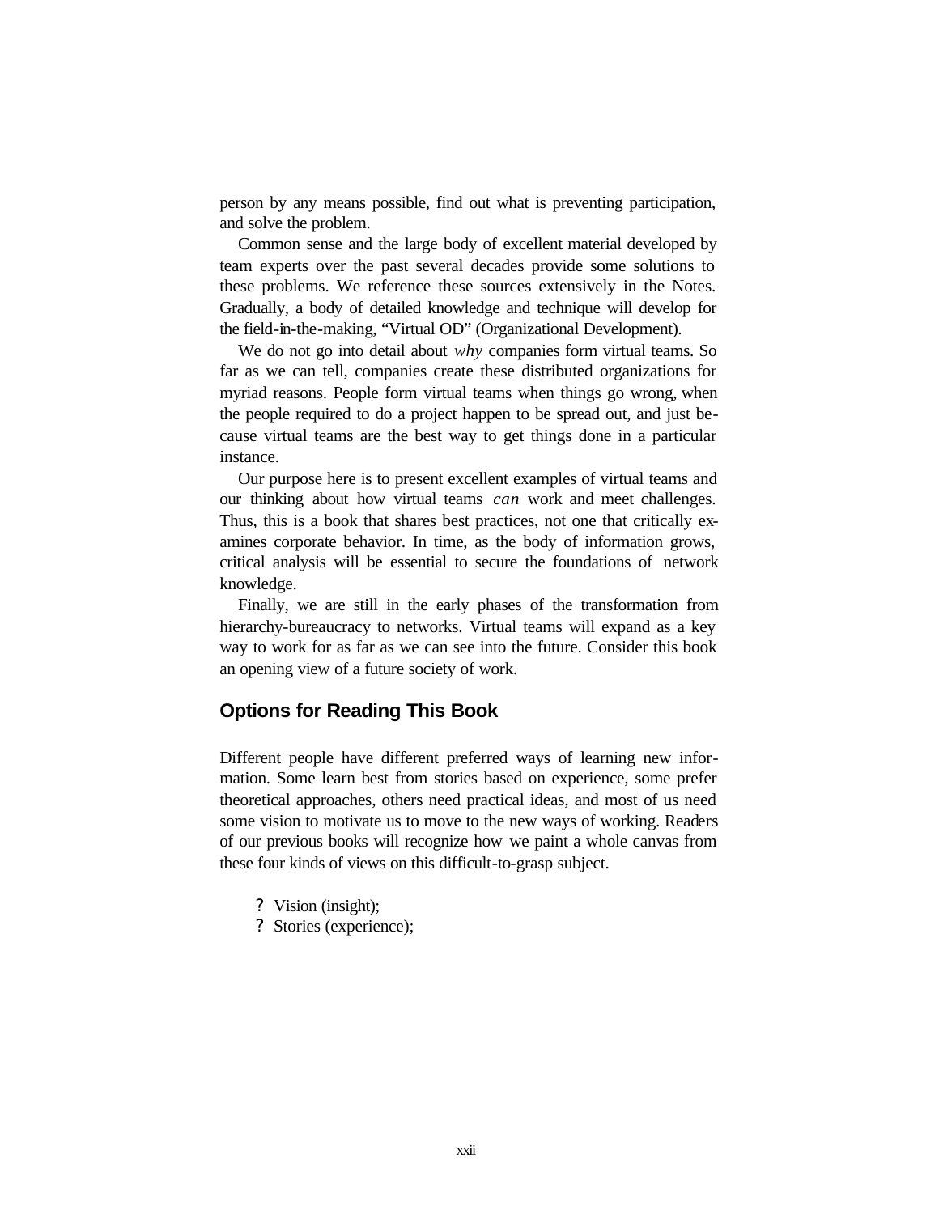person by any means possible, find out what is preventing participation, and solve the problem.

Common sense and the large body of excellent material developed by team experts over the past several decades provide some solutions to these problems. We reference these sources extensively in the Notes. Gradually, a body of detailed knowledge and technique will develop for the field-in-the-making, "Virtual OD" (Organizational Development).

We do not go into detail about *why* companies form virtual teams. So far as we can tell, companies create these distributed organizations for myriad reasons. People form virtual teams when things go wrong, when the people required to do a project happen to be spread out, and just because virtual teams are the best way to get things done in a particular instance.

Our purpose here is to present excellent examples of virtual teams and our thinking about how virtual teams *can* work and meet challenges. Thus, this is a book that shares best practices, not one that critically examines corporate behavior. In time, as the body of information grows, critical analysis will be essential to secure the foundations of network knowledge.

Finally, we are still in the early phases of the transformation from hierarchy-bureaucracy to networks. Virtual teams will expand as a key way to work for as far as we can see into the future. Consider this book an opening view of a future society of work.

## Options for Reading This Book

Different people have different preferred ways of learning new information. Some learn best from stories based on experience, some prefer theoretical approaches, others need practical ideas, and most of us need some vision to motivate us to move to the new ways of working. Readers of our previous books will recognize how we paint a whole canvas from these four kinds of views on this difficult-to-grasp subject.

- Vision (insight);
- Stories (experience);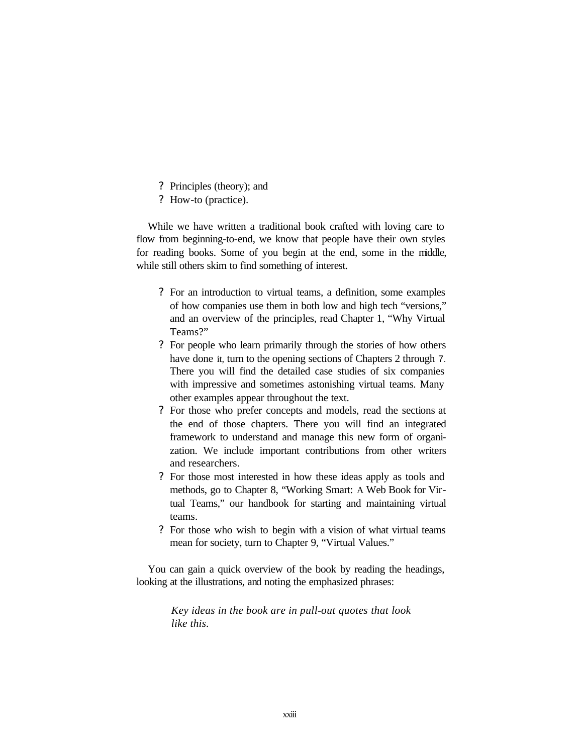- Principles (theory); and
- How-to (practice).

While we have written a traditional book crafted with loving care to flow from beginning-to-end, we know that people have their own styles for reading books. Some of you begin at the end, some in the middle, while still others skim to find something of interest.

- For an introduction to virtual teams, a definition, some examples of how companies use them in both low and high tech "versions," and an overview of the principles, read Chapter 1, "Why Virtual Teams?"
- For people who learn primarily through the stories of how others have done it, turn to the opening sections of Chapters 2 through 7. There you will find the detailed case studies of six companies with impressive and sometimes astonishing virtual teams. Many other examples appear throughout the text.
- For those who prefer concepts and models, read the sections at the end of those chapters. There you will find an integrated framework to understand and manage this new form of organization. We include important contributions from other writers and researchers.
- For those most interested in how these ideas apply as tools and methods, go to Chapter 8, "Working Smart: A Web Book for Virtual Teams," our handbook for starting and maintaining virtual teams.
- For those who wish to begin with a vision of what virtual teams mean for society, turn to Chapter 9, "Virtual Values."

You can gain a quick overview of the book by reading the headings, looking at the illustrations, and noting the emphasized phrases:

> *Key ideas in the book are in pull-out quotes that look like this.*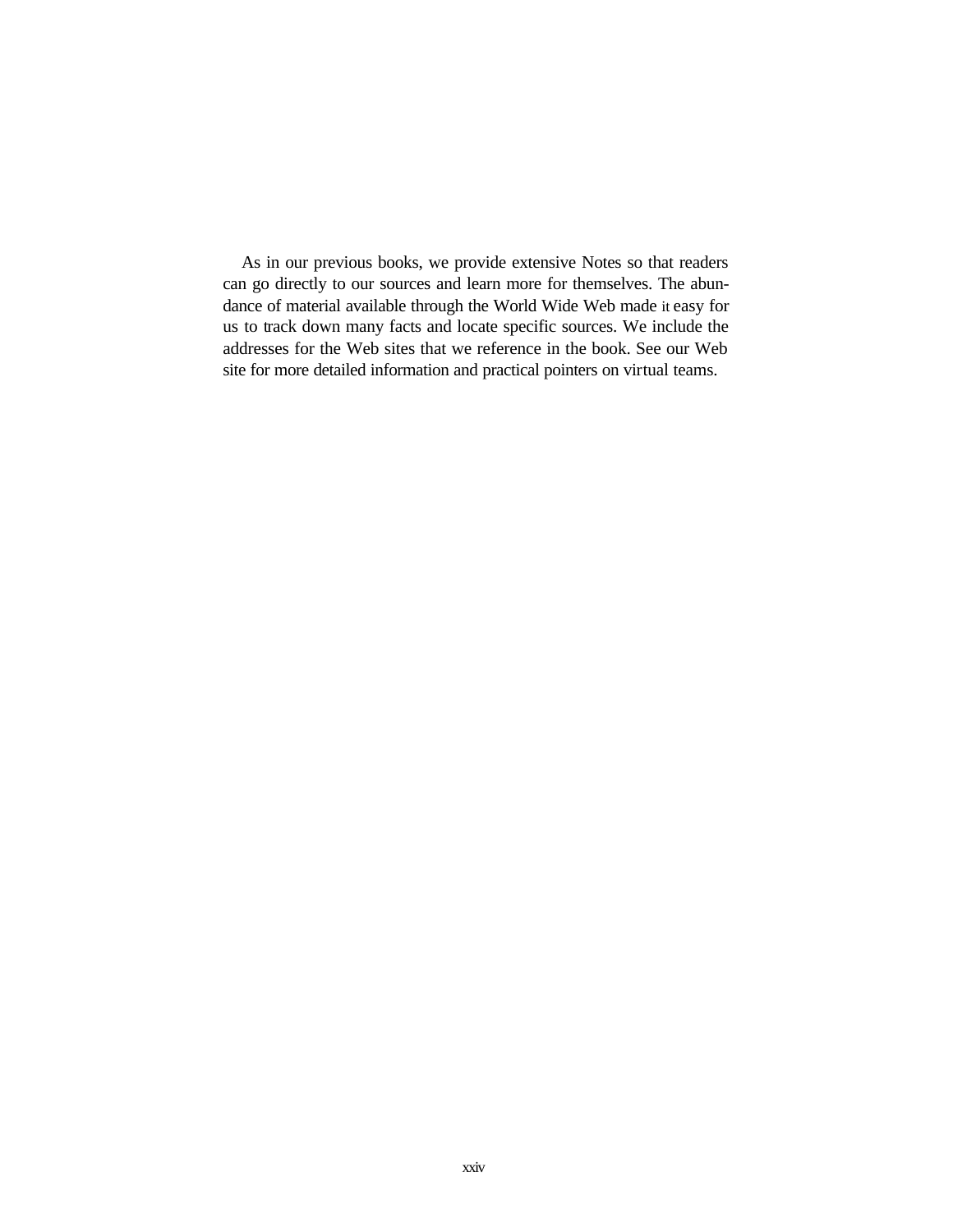As in our previous books, we provide extensive Notes so that readers can go directly to our sources and learn more for themselves. The abundance of material available through the World Wide Web made it easy for us to track down many facts and locate specific sources. We include the addresses for the Web sites that we reference in the book. See our Web site for more detailed information and practical pointers on virtual teams.